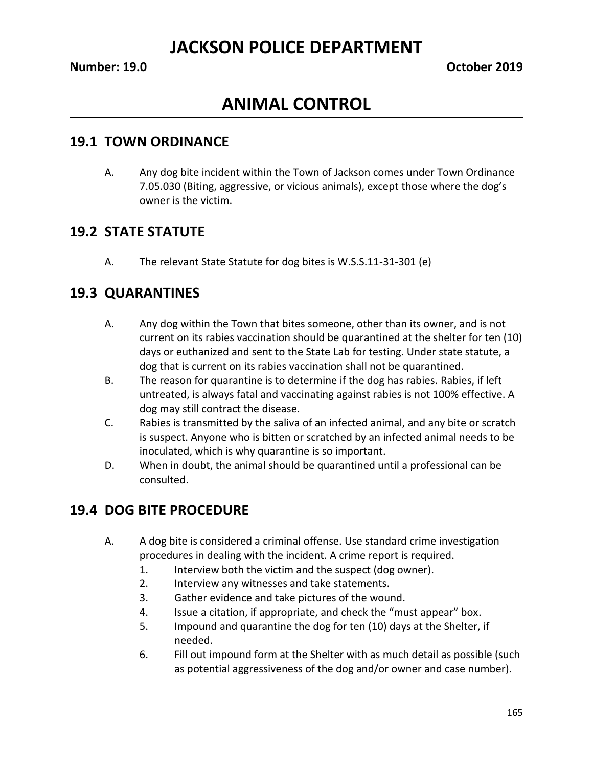# JACKSON POLICE DEPARTMENT

**Number: 19.0** **October 2019**

# ANIMAL CONTROL

## 19.1 TOWN ORDINANCE

A. Any dog bite incident within the Town of Jackson comes under Town Ordinance 7.05.030 (Biting, aggressive, or vicious animals), except those where the dog's owner is the victim.

## 19.2 STATE STATUTE

A. The relevant State Statute for dog bites is W.S.S.11-31-301 (e)

## 19.3 QUARANTINES

A. Any dog within the Town that bites someone, other than its owner, and is not current on its rabies vaccination should be quarantined at the shelter for ten (10) days or euthanized and sent to the State Lab for testing. Under state statute, a dog that is current on its rabies vaccination shall not be quarantined.

B. The reason for quarantine is to determine if the dog has rabies. Rabies, if left untreated, is always fatal and vaccinating against rabies is not 100% effective. A dog may still contract the disease.

C. Rabies is transmitted by the saliva of an infected animal, and any bite or scratch is suspect. Anyone who is bitten or scratched by an infected animal needs to be inoculated, which is why quarantine is so important.

D. When in doubt, the animal should be quarantined until a professional can be consulted.

## 19.4 DOG BITE PROCEDURE

A. A dog bite is considered a criminal offense. Use standard crime investigation procedures in dealing with the incident. A crime report is required.

1. Interview both the victim and the suspect (dog owner).
2. Interview any witnesses and take statements.
3. Gather evidence and take pictures of the wound.
4. Issue a citation, if appropriate, and check the "must appear" box.
5. Impound and quarantine the dog for ten (10) days at the Shelter, if needed.
6. Fill out impound form at the Shelter with as much detail as possible (such as potential aggressiveness of the dog and/or owner and case number).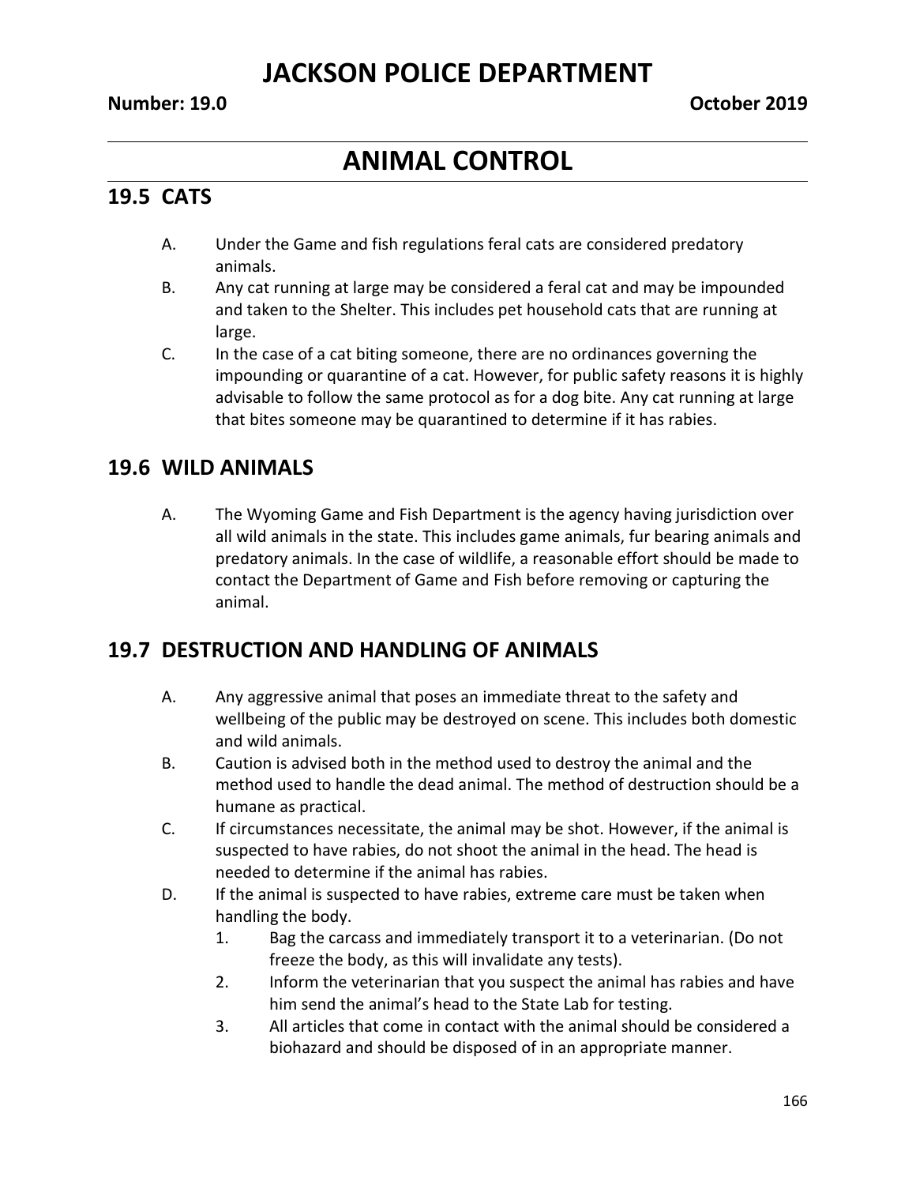## 19.5 CATS

A. Under the Game and fish regulations feral cats are considered predatory animals.

B. Any cat running at large may be considered a feral cat and may be impounded and taken to the Shelter. This includes pet household cats that are running at large.

C. In the case of a cat biting someone, there are no ordinances governing the impounding or quarantine of a cat. However, for public safety reasons it is highly advisable to follow the same protocol as for a dog bite. Any cat running at large that bites someone may be quarantined to determine if it has rabies.

## 19.6 WILD ANIMALS

A. The Wyoming Game and Fish Department is the agency having jurisdiction over all wild animals in the state. This includes game animals, fur bearing animals and predatory animals. In the case of wildlife, a reasonable effort should be made to contact the Department of Game and Fish before removing or capturing the animal.

## 19.7 DESTRUCTION AND HANDLING OF ANIMALS

A. Any aggressive animal that poses an immediate threat to the safety and wellbeing of the public may be destroyed on scene. This includes both domestic and wild animals.

B. Caution is advised both in the method used to destroy the animal and the method used to handle the dead animal. The method of destruction should be a humane as practical.

C. If circumstances necessitate, the animal may be shot. However, if the animal is suspected to have rabies, do not shoot the animal in the head. The head is needed to determine if the animal has rabies.

D. If the animal is suspected to have rabies, extreme care must be taken when handling the body.

   1. Bag the carcass and immediately transport it to a veterinarian. (Do not freeze the body, as this will invalidate any tests).
   2. Inform the veterinarian that you suspect the animal has rabies and have him send the animal's head to the State Lab for testing.
   3. All articles that come in contact with the animal should be considered a biohazard and should be disposed of in an appropriate manner.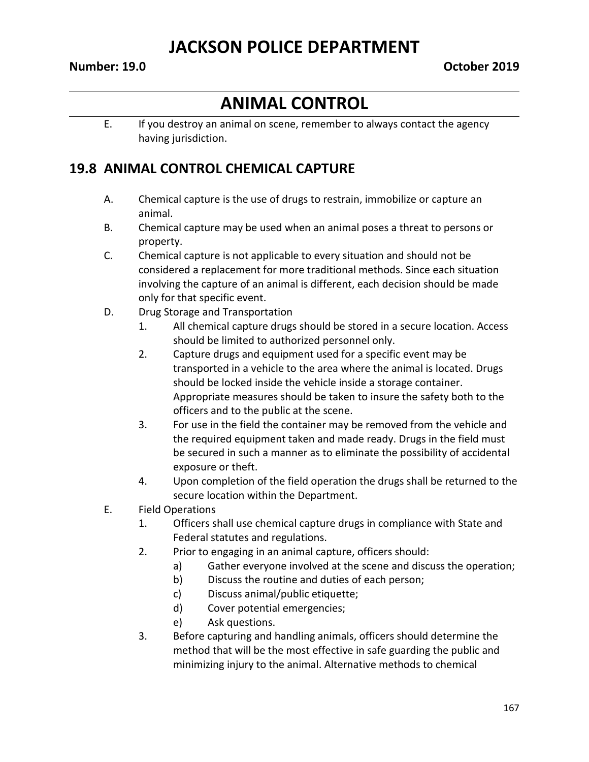E. If you destroy an animal on scene, remember to always contact the agency having jurisdiction.

## 19.8 ANIMAL CONTROL CHEMICAL CAPTURE

A. Chemical capture is the use of drugs to restrain, immobilize or capture an animal.

B. Chemical capture may be used when an animal poses a threat to persons or property.

C. Chemical capture is not applicable to every situation and should not be considered a replacement for more traditional methods. Since each situation involving the capture of an animal is different, each decision should be made only for that specific event.

D. Drug Storage and Transportation

1. All chemical capture drugs should be stored in a secure location. Access should be limited to authorized personnel only.
2. Capture drugs and equipment used for a specific event may be transported in a vehicle to the area where the animal is located. Drugs should be locked inside the vehicle inside a storage container. Appropriate measures should be taken to insure the safety both to the officers and to the public at the scene.
3. For use in the field the container may be removed from the vehicle and the required equipment taken and made ready. Drugs in the field must be secured in such a manner as to eliminate the possibility of accidental exposure or theft.
4. Upon completion of the field operation the drugs shall be returned to the secure location within the Department.

E. Field Operations

1. Officers shall use chemical capture drugs in compliance with State and Federal statutes and regulations.
2. Prior to engaging in an animal capture, officers should:
   a) Gather everyone involved at the scene and discuss the operation;
   b) Discuss the routine and duties of each person;
   c) Discuss animal/public etiquette;
   d) Cover potential emergencies;
   e) Ask questions.
3. Before capturing and handling animals, officers should determine the method that will be the most effective in safe guarding the public and minimizing injury to the animal. Alternative methods to chemical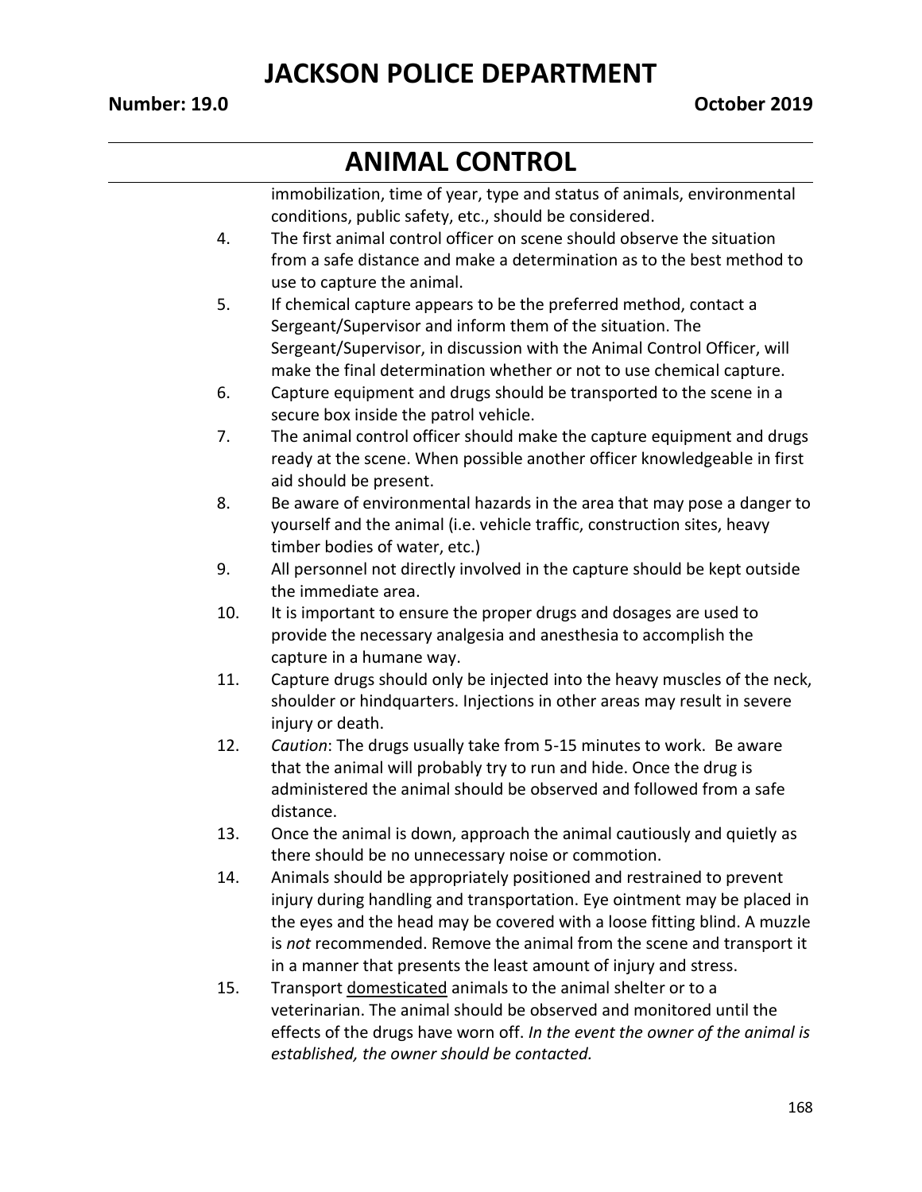immobilization, time of year, type and status of animals, environmental conditions, public safety, etc., should be considered.

4. The first animal control officer on scene should observe the situation from a safe distance and make a determination as to the best method to use to capture the animal.
5. If chemical capture appears to be the preferred method, contact a Sergeant/Supervisor and inform them of the situation. The Sergeant/Supervisor, in discussion with the Animal Control Officer, will make the final determination whether or not to use chemical capture.
6. Capture equipment and drugs should be transported to the scene in a secure box inside the patrol vehicle.
7. The animal control officer should make the capture equipment and drugs ready at the scene. When possible another officer knowledgeable in first aid should be present.
8. Be aware of environmental hazards in the area that may pose a danger to yourself and the animal (i.e. vehicle traffic, construction sites, heavy timber bodies of water, etc.)
9. All personnel not directly involved in the capture should be kept outside the immediate area.
10. It is important to ensure the proper drugs and dosages are used to provide the necessary analgesia and anesthesia to accomplish the capture in a humane way.
11. Capture drugs should only be injected into the heavy muscles of the neck, shoulder or hindquarters. Injections in other areas may result in severe injury or death.
12. *Caution*: The drugs usually take from 5-15 minutes to work. Be aware that the animal will probably try to run and hide. Once the drug is administered the animal should be observed and followed from a safe distance.
13. Once the animal is down, approach the animal cautiously and quietly as there should be no unnecessary noise or commotion.
14. Animals should be appropriately positioned and restrained to prevent injury during handling and transportation. Eye ointment may be placed in the eyes and the head may be covered with a loose fitting blind. A muzzle is *not* recommended. Remove the animal from the scene and transport it in a manner that presents the least amount of injury and stress.
15. Transport <u>domesticated</u> animals to the animal shelter or to a veterinarian. The animal should be observed and monitored until the effects of the drugs have worn off. *In the event the owner of the animal is established, the owner should be contacted.*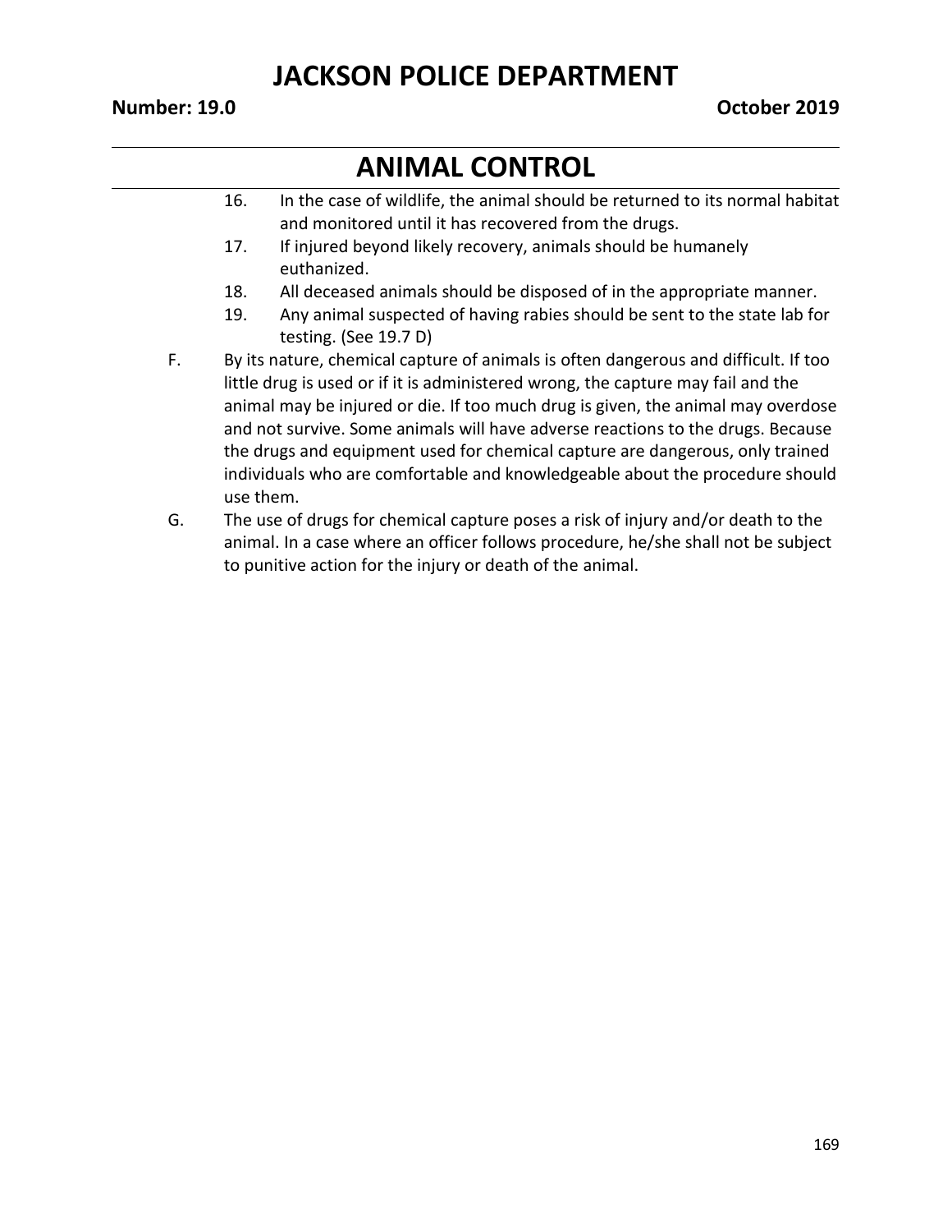16. In the case of wildlife, the animal should be returned to its normal habitat and monitored until it has recovered from the drugs.
17. If injured beyond likely recovery, animals should be humanely euthanized.
18. All deceased animals should be disposed of in the appropriate manner.
19. Any animal suspected of having rabies should be sent to the state lab for testing. (See 19.7 D)

F. By its nature, chemical capture of animals is often dangerous and difficult. If too little drug is used or if it is administered wrong, the capture may fail and the animal may be injured or die. If too much drug is given, the animal may overdose and not survive. Some animals will have adverse reactions to the drugs. Because the drugs and equipment used for chemical capture are dangerous, only trained individuals who are comfortable and knowledgeable about the procedure should use them.

G. The use of drugs for chemical capture poses a risk of injury and/or death to the animal. In a case where an officer follows procedure, he/she shall not be subject to punitive action for the injury or death of the animal.